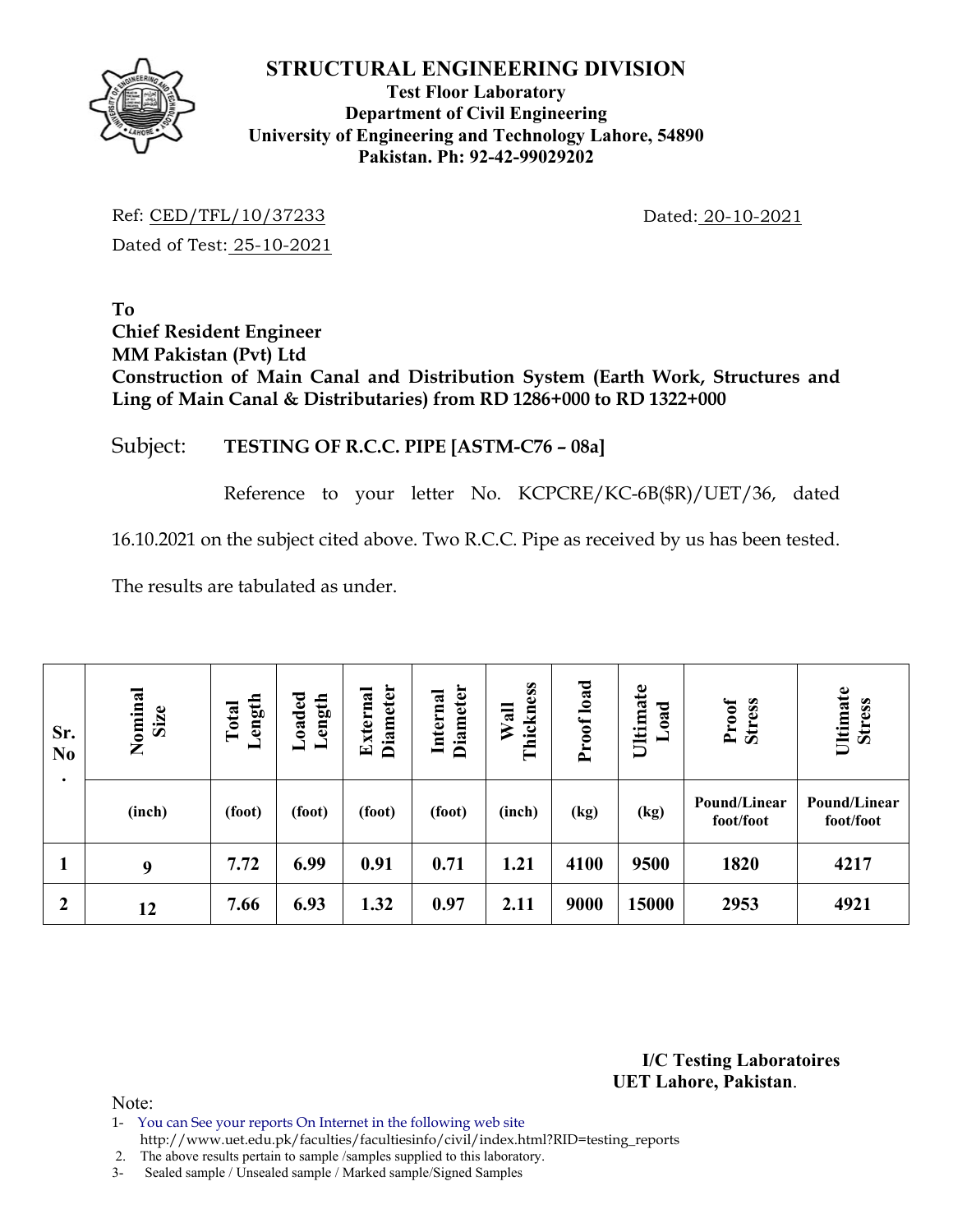# STRUCTURAL ENGINEERING DIVISION

**Test Floor Laboratory**
**Department of Civil Engineering**
**University of Engineering and Technology Lahore, 54890**
**Pakistan. Ph: 92-42-99029202**

Ref: CED/TFL/10/37233

Dated: 20-10-2021

Dated of Test: 25-10-2021

**To**
**Chief Resident Engineer**
**MM Pakistan (Pvt) Ltd**
**Construction of Main Canal and Distribution System (Earth Work, Structures and Ling of Main Canal & Distributaries) from RD 1286+000 to RD 1322+000**

Subject: **TESTING OF R.C.C. PIPE [ASTM-C76 – 08a]**

Reference to your letter No. KCPCRE/KC-6B($R)/UET/36, dated 16.10.2021 on the subject cited above. Two R.C.C. Pipe as received by us has been tested.

The results are tabulated as under.

| Sr. No. | Nominal Size | Total Length | Loaded Length | External Diameter | Internal Diameter | Wall Thickness | Proof load | Ultimate Load | Proof Stress | Ultimate Stress |
|---|---|---|---|---|---|---|---|---|---|---|
| | (inch) | (foot) | (foot) | (foot) | (foot) | (inch) | (kg) | (kg) | Pound/Linear foot/foot | Pound/Linear foot/foot |
| 1 | 9 | 7.72 | 6.99 | 0.91 | 0.71 | 1.21 | 4100 | 9500 | 1820 | 4217 |
| 2 | 12 | 7.66 | 6.93 | 1.32 | 0.97 | 2.11 | 9000 | 15000 | 2953 | 4921 |

**I/C Testing Laboratoires**
**UET Lahore, Pakistan.**

Note:

1- You can See your reports On Internet in the following web site http://www.uet.edu.pk/faculties/facultiesinfo/civil/index.html?RID=testing_reports

2. The above results pertain to sample /samples supplied to this laboratory.

3- Sealed sample / Unsealed sample / Marked sample/Signed Samples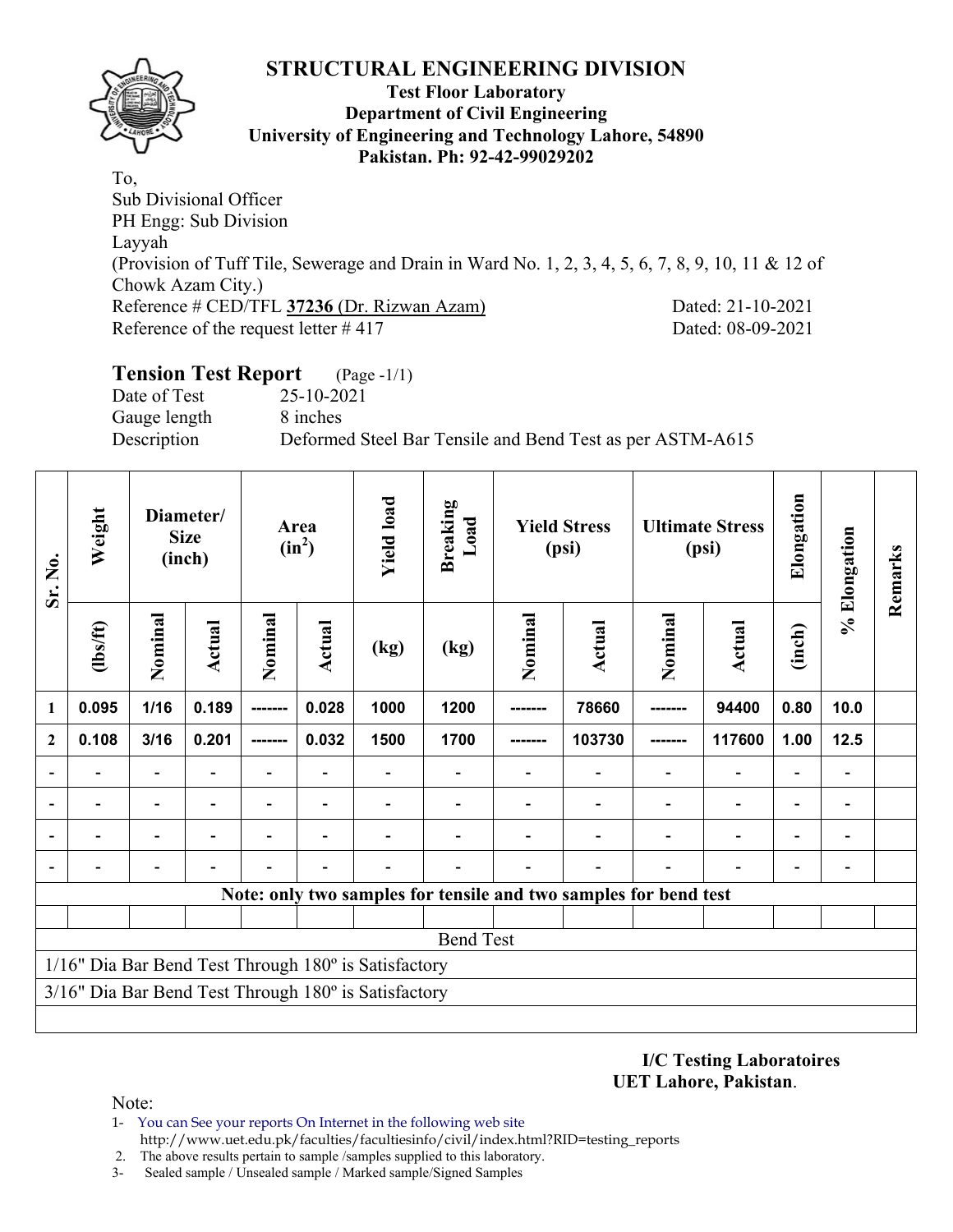# STRUCTURAL ENGINEERING DIVISION

**Test Floor Laboratory**
**Department of Civil Engineering**
**University of Engineering and Technology Lahore, 54890**
**Pakistan. Ph: 92-42-99029202**

To,
Sub Divisional Officer
PH Engg: Sub Division
Layyah
(Provision of Tuff Tile, Sewerage and Drain in Ward No. 1, 2, 3, 4, 5, 6, 7, 8, 9, 10, 11 & 12 of Chowk Azam City.)
Reference # CED/TFL **37236** (Dr. Rizwan Azam) Dated: 21-10-2021
Reference of the request letter # 417 Dated: 08-09-2021

## Tension Test Report (Page -1/1)

Date of Test 25-10-2021
Gauge length 8 inches
Description Deformed Steel Bar Tensile and Bend Test as per ASTM-A615

| Sr. No. | Weight | Diameter/ Size (inch) | | Area ($in^2$) | | Yield load | Breaking Load | Yield Stress (psi) | | Ultimate Stress (psi) | | Elongation | % Elongation | Remarks |
|---|---|---|---|---|---|---|---|---|---|---|---|---|---|---|
| | (lbs/ft) | Nominal | Actual | Nominal | Actual | (kg) | (kg) | Nominal | Actual | Nominal | Actual | (inch) | | |
| 1 | 0.095 | 1/16 | 0.189 | ------- | 0.028 | 1000 | 1200 | ------- | 78660 | ------- | 94400 | 0.80 | 10.0 | |
| 2 | 0.108 | 3/16 | 0.201 | ------- | 0.032 | 1500 | 1700 | ------- | 103730 | ------- | 117600 | 1.00 | 12.5 | |
| - | - | - | - | - | - | - | - | - | - | - | - | - | - | |
| - | - | - | - | - | - | - | - | - | - | - | - | - | - | |
| - | - | - | - | - | - | - | - | - | - | - | - | - | - | |
| - | - | - | - | - | - | - | - | - | - | - | - | - | - | |
| **Note: only two samples for tensile and two samples for bend test** | | | | | | | | | | | | | | |
| Bend Test | | | | | | | | | | | | | | |
| 1/16" Dia Bar Bend Test Through 180º is Satisfactory | | | | | | | | | | | | | | |
| 3/16" Dia Bar Bend Test Through 180º is Satisfactory | | | | | | | | | | | | | | |

**I/C Testing Laboratoires**
**UET Lahore, Pakistan**.

Note:
1- You can See your reports On Internet in the following web site
http://www.uet.edu.pk/faculties/facultiesinfo/civil/index.html?RID=testing_reports
2. The above results pertain to sample /samples supplied to this laboratory.
3- Sealed sample / Unsealed sample / Marked sample/Signed Samples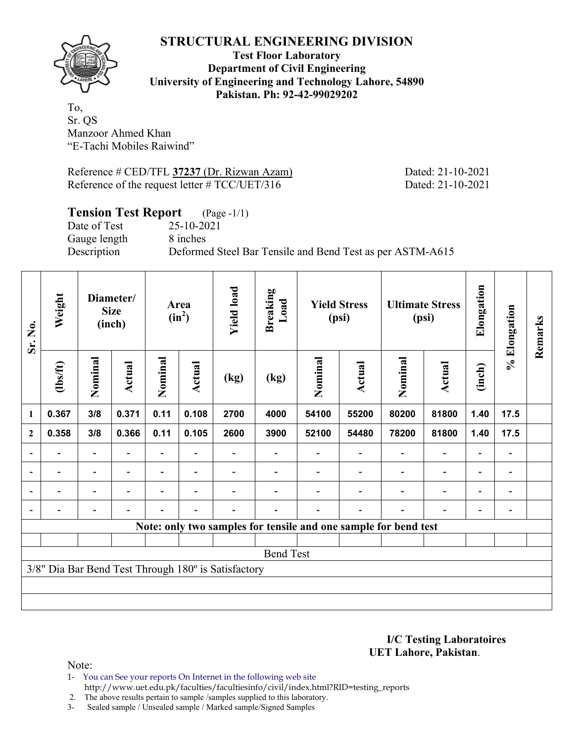# STRUCTURAL ENGINEERING DIVISION

**Test Floor Laboratory**
**Department of Civil Engineering**
**University of Engineering and Technology Lahore, 54890**
**Pakistan. Ph: 92-42-99029202**

To,
Sr. QS
Manzoor Ahmed Khan
"E-Tachi Mobiles Raiwind"

Reference # CED/TFL **37237** (Dr. Rizwan Azam) Dated: 21-10-2021
Reference of the request letter # TCC/UET/316 Dated: 21-10-2021

## Tension Test Report (Page -1/1)

Date of Test 25-10-2021
Gauge length 8 inches
Description Deformed Steel Bar Tensile and Bend Test as per ASTM-A615

| Sr. No. | Weight | Diameter/ Size (inch) | | Area ($in^2$) | | Yield load | Breaking Load | Yield Stress (psi) | | Ultimate Stress (psi) | | Elongation | % Elongation | Remarks |
|---|---|---|---|---|---|---|---|---|---|---|---|---|---|---|
| | (lbs/ft) | Nominal | Actual | Nominal | Actual | (kg) | (kg) | Nominal | Actual | Nominal | Actual | (inch) | | |
| 1 | 0.367 | 3/8 | 0.371 | 0.11 | 0.108 | 2700 | 4000 | 54100 | 55200 | 80200 | 81800 | 1.40 | 17.5 | |
| 2 | 0.358 | 3/8 | 0.366 | 0.11 | 0.105 | 2600 | 3900 | 52100 | 54480 | 78200 | 81800 | 1.40 | 17.5 | |
| - | - | - | - | - | - | - | - | - | - | - | - | - | - | |
| - | - | - | - | - | - | - | - | - | - | - | - | - | - | |
| - | - | - | - | - | - | - | - | - | - | - | - | - | - | |
| - | - | - | - | - | - | - | - | - | - | - | - | - | - | |

**Note: only two samples for tensile and one sample for bend test**

Bend Test

3/8" Dia Bar Bend Test Through 180º is Satisfactory

**I/C Testing Laboratoires**
**UET Lahore, Pakistan**.

Note:
1- You can See your reports On Internet in the following web site
http://www.uet.edu.pk/faculties/facultiesinfo/civil/index.html?RID=testing_reports
2. The above results pertain to sample /samples supplied to this laboratory.
3- Sealed sample / Unsealed sample / Marked sample/Signed Samples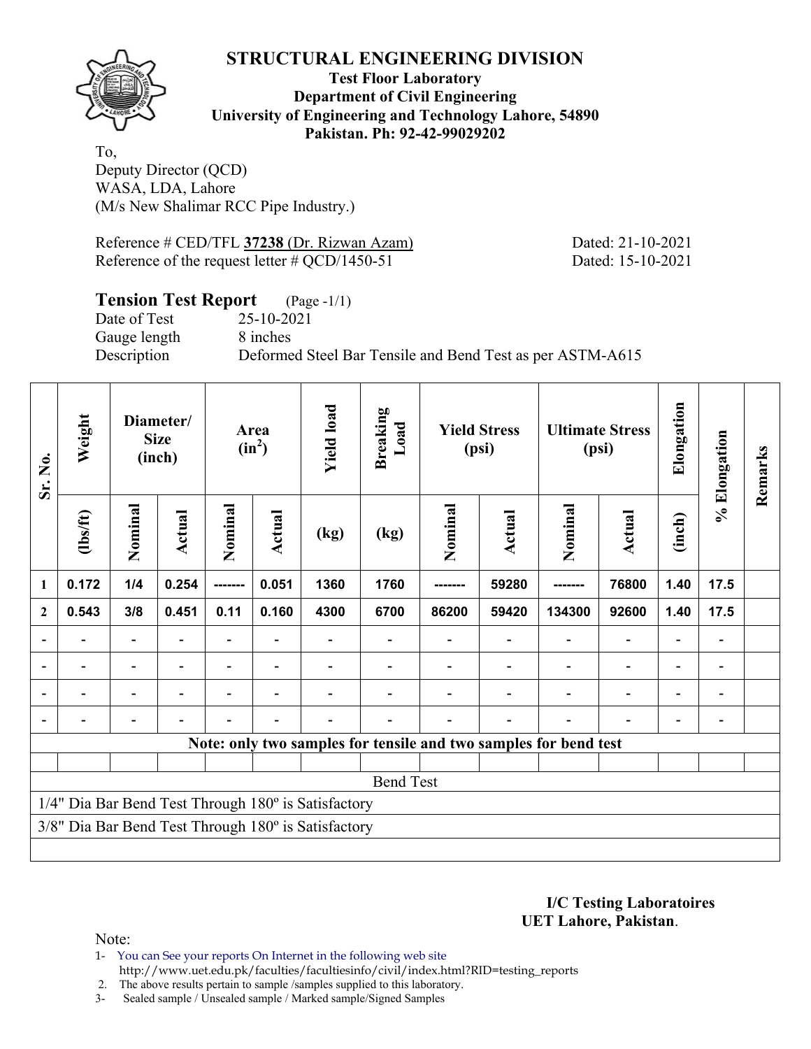# STRUCTURAL ENGINEERING DIVISION

**Test Floor Laboratory**
**Department of Civil Engineering**
**University of Engineering and Technology Lahore, 54890**
**Pakistan. Ph: 92-42-99029202**

To,
Deputy Director (QCD)
WASA, LDA, Lahore
(M/s New Shalimar RCC Pipe Industry.)

Reference # CED/TFL **37238** (Dr. Rizwan Azam) Dated: 21-10-2021
Reference of the request letter # QCD/1450-51 Dated: 15-10-2021

## Tension Test Report (Page -1/1)

Date of Test 25-10-2021
Gauge length 8 inches
Description Deformed Steel Bar Tensile and Bend Test as per ASTM-A615

| Sr. No. | Weight | Diameter/ Size (inch) | | Area ($in^2$) | | Yield load | Breaking Load | Yield Stress (psi) | | Ultimate Stress (psi) | | Elongation | % Elongation | Remarks |
|---|---|---|---|---|---|---|---|---|---|---|---|---|---|---|
| | (lbs/ft) | Nominal | Actual | Nominal | Actual | (kg) | (kg) | Nominal | Actual | Nominal | Actual | (inch) | | |
| 1 | 0.172 | 1/4 | 0.254 | ------- | 0.051 | 1360 | 1760 | ------- | 59280 | ------- | 76800 | 1.40 | 17.5 | |
| 2 | 0.543 | 3/8 | 0.451 | 0.11 | 0.160 | 4300 | 6700 | 86200 | 59420 | 134300 | 92600 | 1.40 | 17.5 | |
| - | - | - | - | - | - | - | - | - | - | - | - | - | - | |
| - | - | - | - | - | - | - | - | - | - | - | - | - | - | |
| - | - | - | - | - | - | - | - | - | - | - | - | - | - | |
| - | - | - | - | - | - | - | - | - | - | - | - | - | - | |
| **Note: only two samples for tensile and two samples for bend test** | | | | | | | | | | | | | | |
| | | | | | | | | | | | | | | |
| Bend Test | | | | | | | | | | | | | | |
| 1/4" Dia Bar Bend Test Through 180º is Satisfactory | | | | | | | | | | | | | | |
| 3/8" Dia Bar Bend Test Through 180º is Satisfactory | | | | | | | | | | | | | | |

**I/C Testing Laboratoires**
**UET Lahore, Pakistan**.

Note:

1- You can See your reports On Internet in the following web site
http://www.uet.edu.pk/faculties/facultiesinfo/civil/index.html?RID=testing_reports
2. The above results pertain to sample /samples supplied to this laboratory.
3- Sealed sample / Unsealed sample / Marked sample/Signed Samples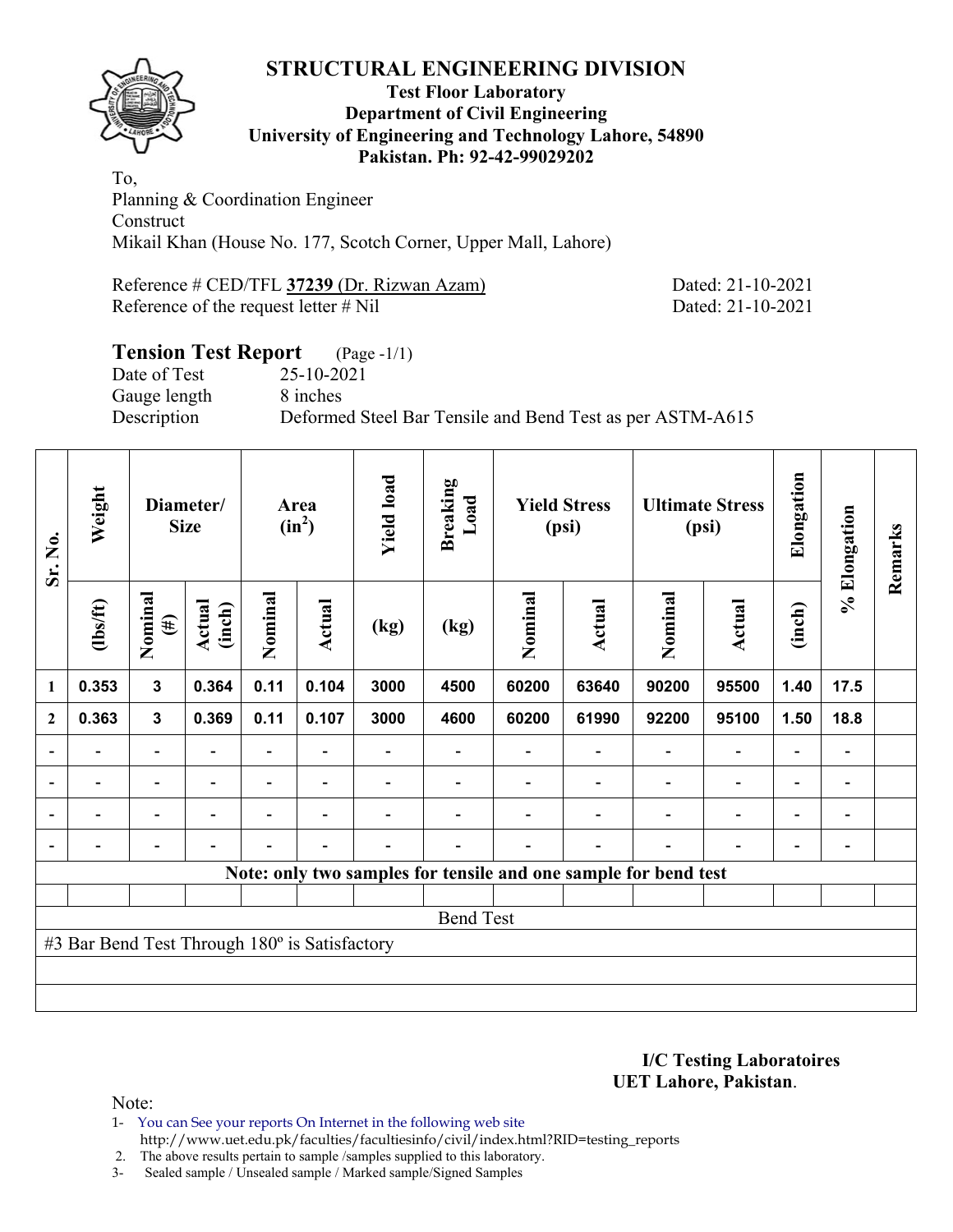# STRUCTURAL ENGINEERING DIVISION

**Test Floor Laboratory**
**Department of Civil Engineering**
**University of Engineering and Technology Lahore, 54890**
**Pakistan. Ph: 92-42-99029202**

To,
Planning & Coordination Engineer
Construct
Mikail Khan (House No. 177, Scotch Corner, Upper Mall, Lahore)

Reference # CED/TFL **37239** (Dr. Rizwan Azam) Dated: 21-10-2021
Reference of the request letter # Nil Dated: 21-10-2021

## Tension Test Report (Page -1/1)

Date of Test 25-10-2021
Gauge length 8 inches
Description Deformed Steel Bar Tensile and Bend Test as per ASTM-A615

| Sr. No. | Weight | Diameter/ Size | | Area ($in^2$) | | Yield load | Breaking Load | Yield Stress (psi) | | Ultimate Stress (psi) | | Elongation | % Elongation | Remarks |
|---|---|---|---|---|---|---|---|---|---|---|---|---|---|---|
| | (lbs/ft) | Nominal (#) | Actual (inch) | Nominal | Actual | (kg) | (kg) | Nominal | Actual | Nominal | Actual | (inch) | | |
| 1 | 0.353 | 3 | 0.364 | 0.11 | 0.104 | 3000 | 4500 | 60200 | 63640 | 90200 | 95500 | 1.40 | 17.5 | |
| 2 | 0.363 | 3 | 0.369 | 0.11 | 0.107 | 3000 | 4600 | 60200 | 61990 | 92200 | 95100 | 1.50 | 18.8 | |
| - | - | - | - | - | - | - | - | - | - | - | - | - | - | |
| - | - | - | - | - | - | - | - | - | - | - | - | - | - | |
| - | - | - | - | - | - | - | - | - | - | - | - | - | - | |
| - | - | - | - | - | - | - | - | - | - | - | - | - | - | |
| Note: only two samples for tensile and one sample for bend test | | | | | | | | | | | | | | |
| | | | | | | | | | | | | | | |
| Bend Test | | | | | | | | | | | | | | |
| #3 Bar Bend Test Through 180º is Satisfactory | | | | | | | | | | | | | | |

**I/C Testing Laboratoires**
**UET Lahore, Pakistan**.

Note:
1- You can See your reports On Internet in the following web site
http://www.uet.edu.pk/faculties/facultiesinfo/civil/index.html?RID=testing_reports
2. The above results pertain to sample /samples supplied to this laboratory.
3- Sealed sample / Unsealed sample / Marked sample/Signed Samples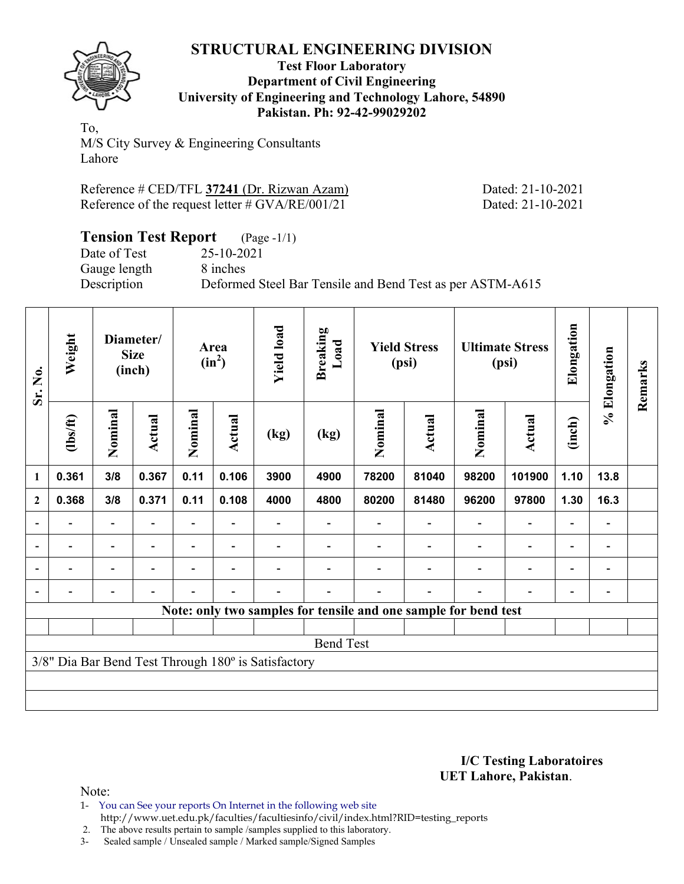# STRUCTURAL ENGINEERING DIVISION

**Test Floor Laboratory**
**Department of Civil Engineering**
**University of Engineering and Technology Lahore, 54890**
**Pakistan. Ph: 92-42-99029202**

To,
M/S City Survey & Engineering Consultants
Lahore

Reference # CED/TFL **37241** (Dr. Rizwan Azam) Dated: 21-10-2021
Reference of the request letter # GVA/RE/001/21 Dated: 21-10-2021

## Tension Test Report (Page -1/1)

Date of Test 25-10-2021
Gauge length 8 inches
Description Deformed Steel Bar Tensile and Bend Test as per ASTM-A615

| Sr. No. | Weight | Diameter/ Size (inch) | | Area ($in^2$) | | Yield load | Breaking Load | Yield Stress (psi) | | Ultimate Stress (psi) | | Elongation | % Elongation | Remarks |
|---|---|---|---|---|---|---|---|---|---|---|---|---|---|---|
| | (lbs/ft) | Nominal | Actual | Nominal | Actual | (kg) | (kg) | Nominal | Actual | Nominal | Actual | (inch) | | |
| 1 | 0.361 | 3/8 | 0.367 | 0.11 | 0.106 | 3900 | 4900 | 78200 | 81040 | 98200 | 101900 | 1.10 | 13.8 | |
| 2 | 0.368 | 3/8 | 0.371 | 0.11 | 0.108 | 4000 | 4800 | 80200 | 81480 | 96200 | 97800 | 1.30 | 16.3 | |
| - | - | - | - | - | - | - | - | - | - | - | - | - | - | |
| - | - | - | - | - | - | - | - | - | - | - | - | - | - | |
| - | - | - | - | - | - | - | - | - | - | - | - | - | - | |
| - | - | - | - | - | - | - | - | - | - | - | - | - | - | |

**Note: only two samples for tensile and one sample for bend test**

Bend Test

3/8" Dia Bar Bend Test Through 180º is Satisfactory

**I/C Testing Laboratoires**
**UET Lahore, Pakistan**.

Note:

1- You can See your reports On Internet in the following web site
http://www.uet.edu.pk/faculties/facultiesinfo/civil/index.html?RID=testing_reports
2. The above results pertain to sample /samples supplied to this laboratory.
3- Sealed sample / Unsealed sample / Marked sample/Signed Samples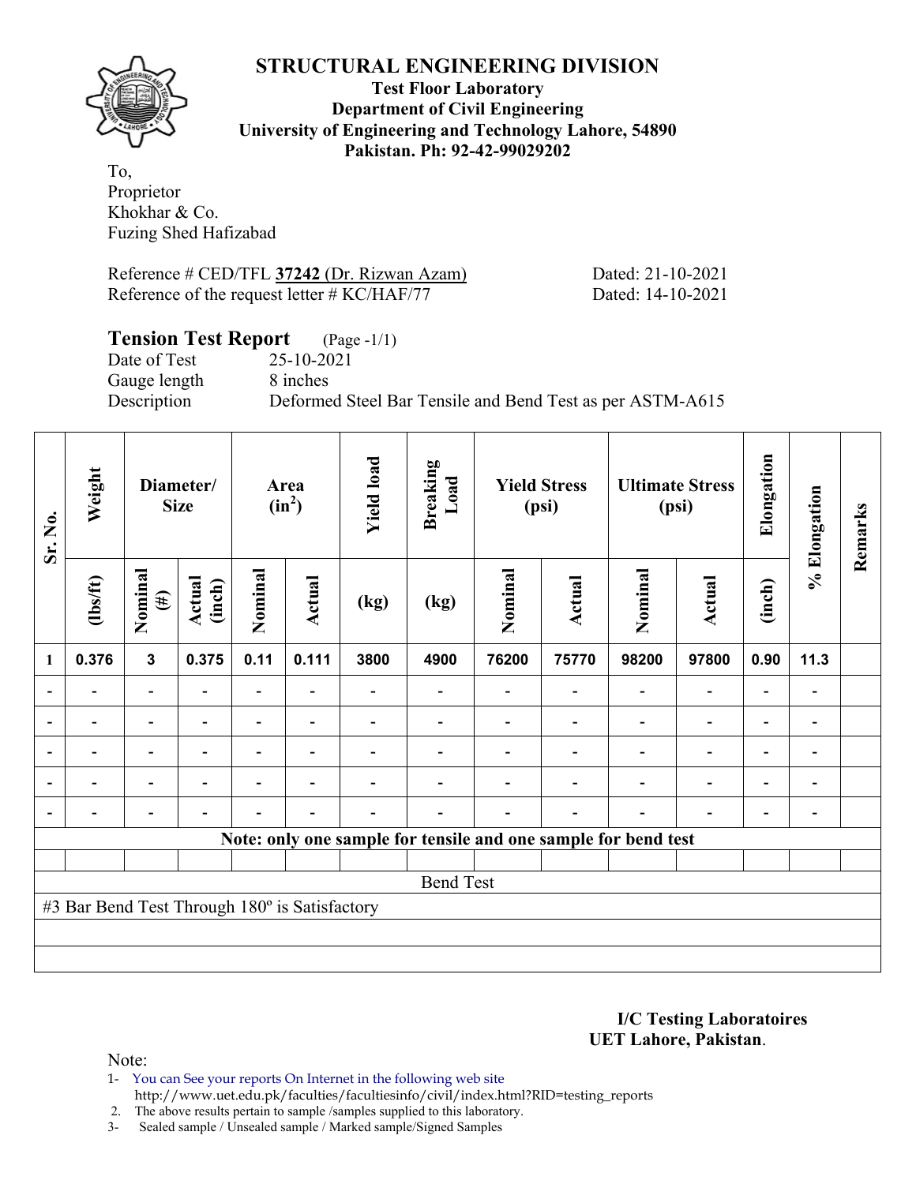# STRUCTURAL ENGINEERING DIVISION

**Test Floor Laboratory**
**Department of Civil Engineering**
**University of Engineering and Technology Lahore, 54890**
**Pakistan. Ph: 92-42-99029202**

To,
Proprietor
Khokhar & Co.
Fuzing Shed Hafizabad

Reference # CED/TFL **37242** (Dr. Rizwan Azam) Dated: 21-10-2021
Reference of the request letter # KC/HAF/77 Dated: 14-10-2021

## Tension Test Report (Page -1/1)

Date of Test 25-10-2021
Gauge length 8 inches
Description Deformed Steel Bar Tensile and Bend Test as per ASTM-A615

| Sr. No. | Weight | Diameter/ Size | | Area ($in^2$) | | Yield load | Breaking Load | Yield Stress (psi) | | Ultimate Stress (psi) | | Elongation | % Elongation | Remarks |
|---|---|---|---|---|---|---|---|---|---|---|---|---|---|---|
| | (lbs/ft) | Nominal (#) | Actual (inch) | Nominal | Actual | (kg) | (kg) | Nominal | Actual | Nominal | Actual | (inch) | | |
| 1 | 0.376 | 3 | 0.375 | 0.11 | 0.111 | 3800 | 4900 | 76200 | 75770 | 98200 | 97800 | 0.90 | 11.3 | |
| - | - | - | - | - | - | - | - | - | - | - | - | - | - | |
| - | - | - | - | - | - | - | - | - | - | - | - | - | - | |
| - | - | - | - | - | - | - | - | - | - | - | - | - | - | |
| - | - | - | - | - | - | - | - | - | - | - | - | - | - | |
| - | - | - | - | - | - | - | - | - | - | - | - | - | - | |
| Note: only one sample for tensile and one sample for bend test | | | | | | | | | | | | | | |
| | | | | | | | | | | | | | | |
| Bend Test | | | | | | | | | | | | | | |
| #3 Bar Bend Test Through 180º is Satisfactory | | | | | | | | | | | | | | |

**I/C Testing Laboratoires**
**UET Lahore, Pakistan**.

Note:

1- You can See your reports On Internet in the following web site http://www.uet.edu.pk/faculties/facultiesinfo/civil/index.html?RID=testing_reports
2. The above results pertain to sample /samples supplied to this laboratory.
3- Sealed sample / Unsealed sample / Marked sample/Signed Samples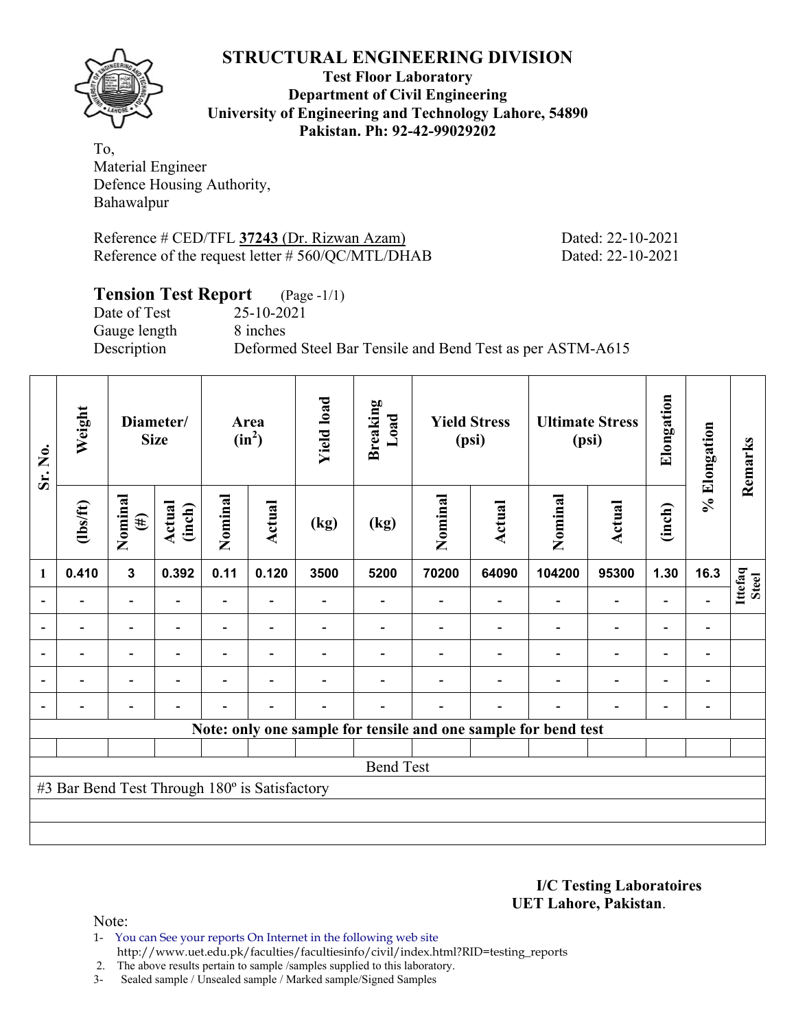# STRUCTURAL ENGINEERING DIVISION

**Test Floor Laboratory**
**Department of Civil Engineering**
**University of Engineering and Technology Lahore, 54890**
**Pakistan. Ph: 92-42-99029202**

To,
Material Engineer
Defence Housing Authority,
Bahawalpur

Reference # CED/TFL **37243** (Dr. Rizwan Azam) Dated: 22-10-2021
Reference of the request letter # 560/QC/MTL/DHAB Dated: 22-10-2021

**Tension Test Report** (Page -1/1)
Date of Test 25-10-2021
Gauge length 8 inches
Description Deformed Steel Bar Tensile and Bend Test as per ASTM-A615

| Sr. No. | Weight | Diameter/ Size | | Area ($in^2$) | | Yield load | Breaking Load | Yield Stress (psi) | | Ultimate Stress (psi) | | Elongation | % Elongation | Remarks |
|---|---|---|---|---|---|---|---|---|---|---|---|---|---|---|
| | (lbs/ft) | Nominal (#) | Actual (inch) | Nominal | Actual | (kg) | (kg) | Nominal | Actual | Nominal | Actual | (inch) | | |
| 1 | 0.410 | 3 | 0.392 | 0.11 | 0.120 | 3500 | 5200 | 70200 | 64090 | 104200 | 95300 | 1.30 | 16.3 | Ittefaq Steel |
| - | - | - | - | - | - | - | - | - | - | - | - | - | - | |
| - | - | - | - | - | - | - | - | - | - | - | - | - | - | |
| - | - | - | - | - | - | - | - | - | - | - | - | - | - | |
| - | - | - | - | - | - | - | - | - | - | - | - | - | - | |
| - | - | - | - | - | - | - | - | - | - | - | - | - | - | |
| Note: only one sample for tensile and one sample for bend test | | | | | | | | | | | | | | |
| | | | | | | | | | | | | | | |
| Bend Test | | | | | | | | | | | | | | |
| #3 Bar Bend Test Through 180º is Satisfactory | | | | | | | | | | | | | | |

**I/C Testing Laboratoires**
**UET Lahore, Pakistan**.

Note:
1- You can See your reports On Internet in the following web site
http://www.uet.edu.pk/faculties/facultiesinfo/civil/index.html?RID=testing_reports
2. The above results pertain to sample /samples supplied to this laboratory.
3- Sealed sample / Unsealed sample / Marked sample/Signed Samples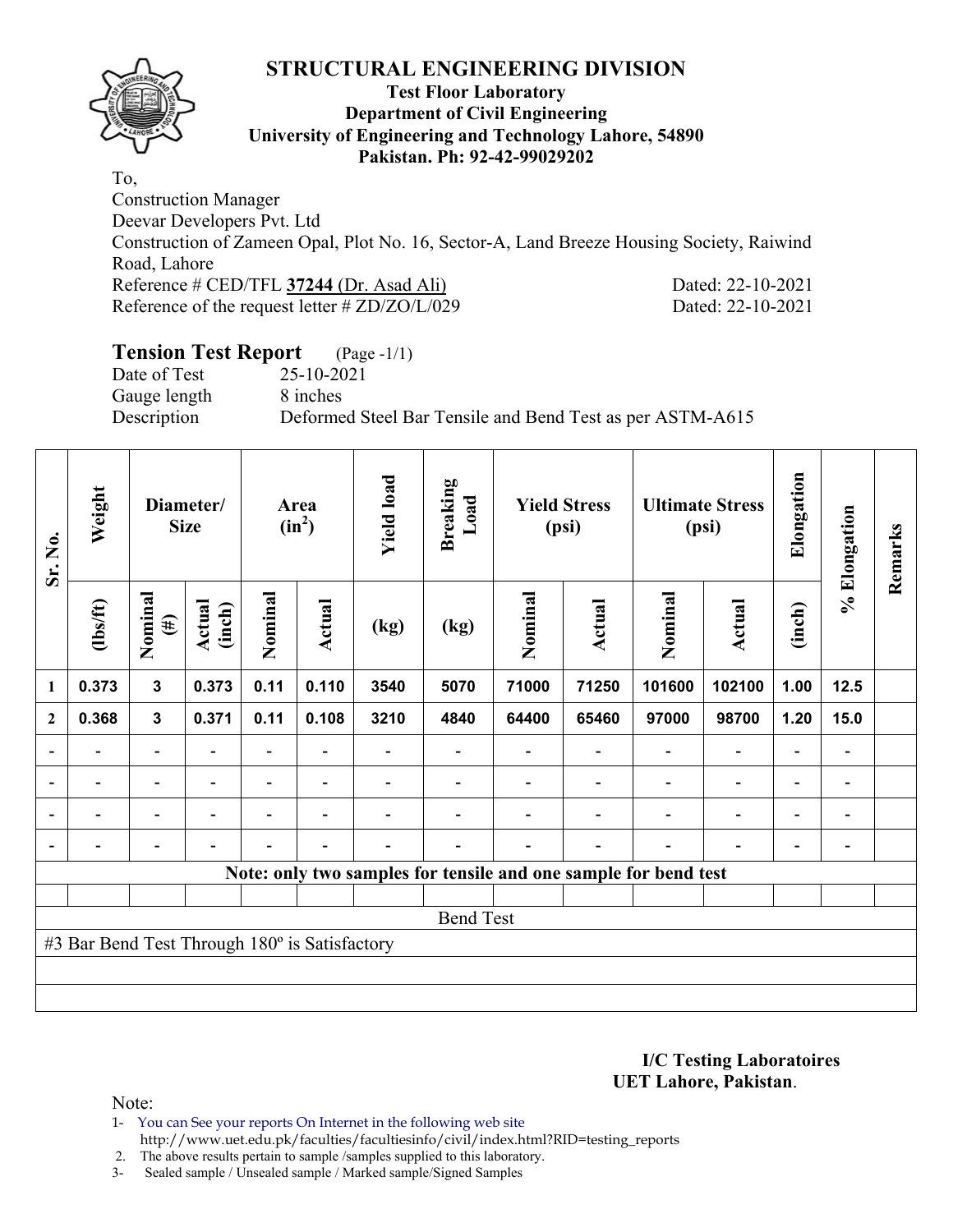# STRUCTURAL ENGINEERING DIVISION

**Test Floor Laboratory**
**Department of Civil Engineering**
**University of Engineering and Technology Lahore, 54890**
**Pakistan. Ph: 92-42-99029202**

To,
Construction Manager
Deevar Developers Pvt. Ltd
Construction of Zameen Opal, Plot No. 16, Sector-A, Land Breeze Housing Society, Raiwind Road, Lahore
Reference # CED/TFL **37244** (Dr. Asad Ali) Dated: 22-10-2021
Reference of the request letter # ZD/ZO/L/029 Dated: 22-10-2021

## Tension Test Report (Page -1/1)

Date of Test 25-10-2021
Gauge length 8 inches
Description Deformed Steel Bar Tensile and Bend Test as per ASTM-A615

| Sr. No. | Weight | Diameter/ Size | | Area ($in^2$) | | Yield load | Breaking Load | Yield Stress (psi) | | Ultimate Stress (psi) | | Elongation | % Elongation | Remarks |
|---|---|---|---|---|---|---|---|---|---|---|---|---|---|---|
| | (lbs/ft) | Nominal (#) | Actual (inch) | Nominal | Actual | (kg) | (kg) | Nominal | Actual | Nominal | Actual | (inch) | | |
| 1 | 0.373 | 3 | 0.373 | 0.11 | 0.110 | 3540 | 5070 | 71000 | 71250 | 101600 | 102100 | 1.00 | 12.5 | |
| 2 | 0.368 | 3 | 0.371 | 0.11 | 0.108 | 3210 | 4840 | 64400 | 65460 | 97000 | 98700 | 1.20 | 15.0 | |
| - | - | - | - | - | - | - | - | - | - | - | - | - | - | |
| - | - | - | - | - | - | - | - | - | - | - | - | - | - | |
| - | - | - | - | - | - | - | - | - | - | - | - | - | - | |
| - | - | - | - | - | - | - | - | - | - | - | - | - | - | |

**Note: only two samples for tensile and one sample for bend test**

Bend Test

#3 Bar Bend Test Through 180º is Satisfactory

**I/C Testing Laboratoires**
**UET Lahore, Pakistan**.

Note:
1- You can See your reports On Internet in the following web site
http://www.uet.edu.pk/faculties/facultiesinfo/civil/index.html?RID=testing_reports
2. The above results pertain to sample /samples supplied to this laboratory.
3- Sealed sample / Unsealed sample / Marked sample/Signed Samples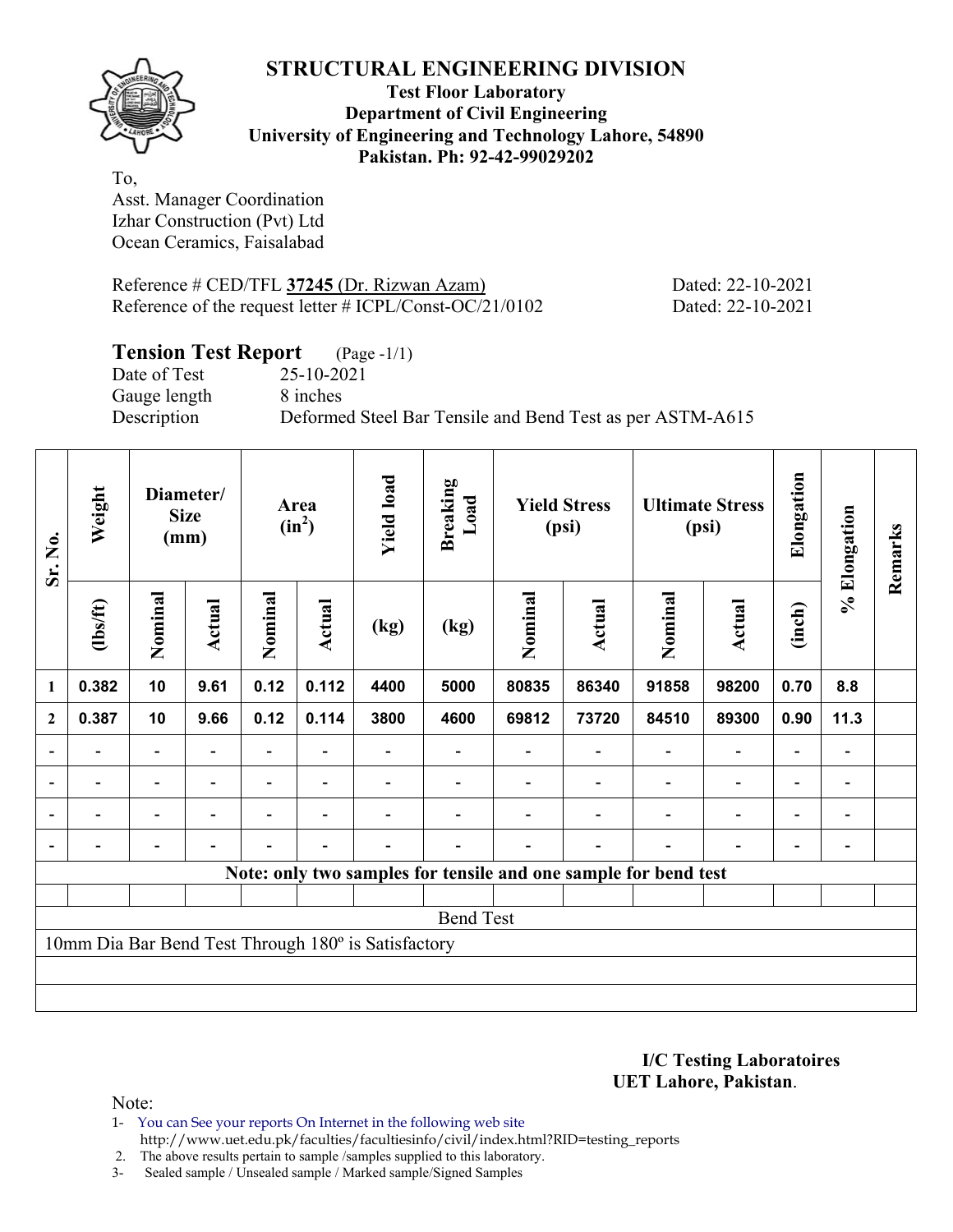# STRUCTURAL ENGINEERING DIVISION

**Test Floor Laboratory**
**Department of Civil Engineering**
**University of Engineering and Technology Lahore, 54890**
**Pakistan. Ph: 92-42-99029202**

To,
Asst. Manager Coordination
Izhar Construction (Pvt) Ltd
Ocean Ceramics, Faisalabad

Reference # CED/TFL **37245** (Dr. Rizwan Azam) Dated: 22-10-2021
Reference of the request letter # ICPL/Const-OC/21/0102 Dated: 22-10-2021

## Tension Test Report (Page -1/1)

Date of Test 25-10-2021
Gauge length 8 inches
Description Deformed Steel Bar Tensile and Bend Test as per ASTM-A615

| Sr. No. | Weight | Diameter/ Size (mm) | | Area ($in^2$) | | Yield load | Breaking Load | Yield Stress (psi) | | Ultimate Stress (psi) | | Elongation | % Elongation | Remarks |
|---|---|---|---|---|---|---|---|---|---|---|---|---|---|---|
| | (lbs/ft) | Nominal | Actual | Nominal | Actual | (kg) | (kg) | Nominal | Actual | Nominal | Actual | (inch) | | |
| 1 | 0.382 | 10 | 9.61 | 0.12 | 0.112 | 4400 | 5000 | 80835 | 86340 | 91858 | 98200 | 0.70 | 8.8 | |
| 2 | 0.387 | 10 | 9.66 | 0.12 | 0.114 | 3800 | 4600 | 69812 | 73720 | 84510 | 89300 | 0.90 | 11.3 | |
| - | - | - | - | - | - | - | - | - | - | - | - | - | - | |
| - | - | - | - | - | - | - | - | - | - | - | - | - | - | |
| - | - | - | - | - | - | - | - | - | - | - | - | - | - | |
| - | - | - | - | - | - | - | - | - | - | - | - | - | - | |

**Note: only two samples for tensile and one sample for bend test**

Bend Test

10mm Dia Bar Bend Test Through 180º is Satisfactory

**I/C Testing Laboratoires**
**UET Lahore, Pakistan**.

Note:

1- You can See your reports On Internet in the following web site
http://www.uet.edu.pk/faculties/facultiesinfo/civil/index.html?RID=testing_reports
2. The above results pertain to sample /samples supplied to this laboratory.
3- Sealed sample / Unsealed sample / Marked sample/Signed Samples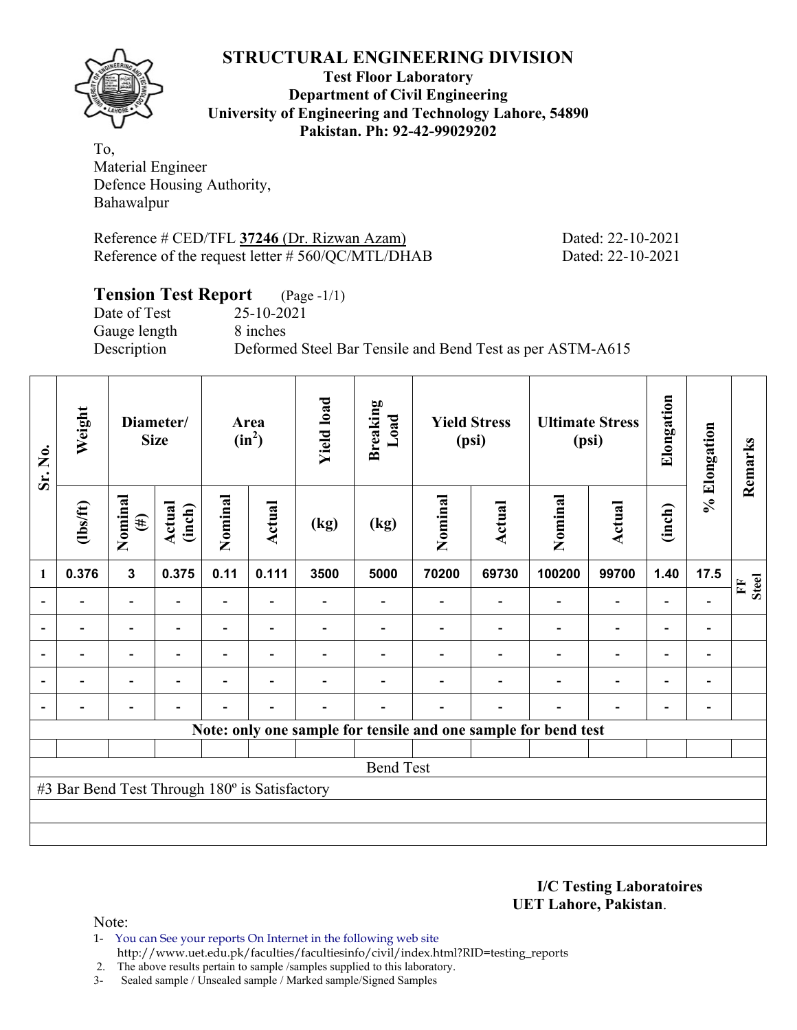# STRUCTURAL ENGINEERING DIVISION

**Test Floor Laboratory**
**Department of Civil Engineering**
**University of Engineering and Technology Lahore, 54890**
**Pakistan. Ph: 92-42-99029202**

To,
Material Engineer
Defence Housing Authority,
Bahawalpur

Reference # CED/TFL **37246** (Dr. Rizwan Azam) Dated: 22-10-2021
Reference of the request letter # 560/QC/MTL/DHAB Dated: 22-10-2021

**Tension Test Report** (Page -1/1)
Date of Test 25-10-2021
Gauge length 8 inches
Description Deformed Steel Bar Tensile and Bend Test as per ASTM-A615

| Sr. No. | Weight | Diameter/ Size | | Area ($in^2$) | | Yield load | Breaking Load | Yield Stress (psi) | | Ultimate Stress (psi) | | Elongation | % Elongation | Remarks |
|---|---|---|---|---|---|---|---|---|---|---|---|---|---|---|
| | (lbs/ft) | Nominal (#) | Actual (inch) | Nominal | Actual | (kg) | (kg) | Nominal | Actual | Nominal | Actual | (inch) | | |
| 1 | 0.376 | 3 | 0.375 | 0.11 | 0.111 | 3500 | 5000 | 70200 | 69730 | 100200 | 99700 | 1.40 | 17.5 | FF Steel |
| - | - | - | - | - | - | - | - | - | - | - | - | - | - | |
| - | - | - | - | - | - | - | - | - | - | - | - | - | - | |
| - | - | - | - | - | - | - | - | - | - | - | - | - | - | |
| - | - | - | - | - | - | - | - | - | - | - | - | - | - | |
| - | - | - | - | - | - | - | - | - | - | - | - | - | - | |

**Note: only one sample for tensile and one sample for bend test**

Bend Test

#3 Bar Bend Test Through 180º is Satisfactory

**I/C Testing Laboratoires**
**UET Lahore, Pakistan**.

Note:
1- You can See your reports On Internet in the following web site
http://www.uet.edu.pk/faculties/facultiesinfo/civil/index.html?RID=testing_reports
2. The above results pertain to sample /samples supplied to this laboratory.
3- Sealed sample / Unsealed sample / Marked sample/Signed Samples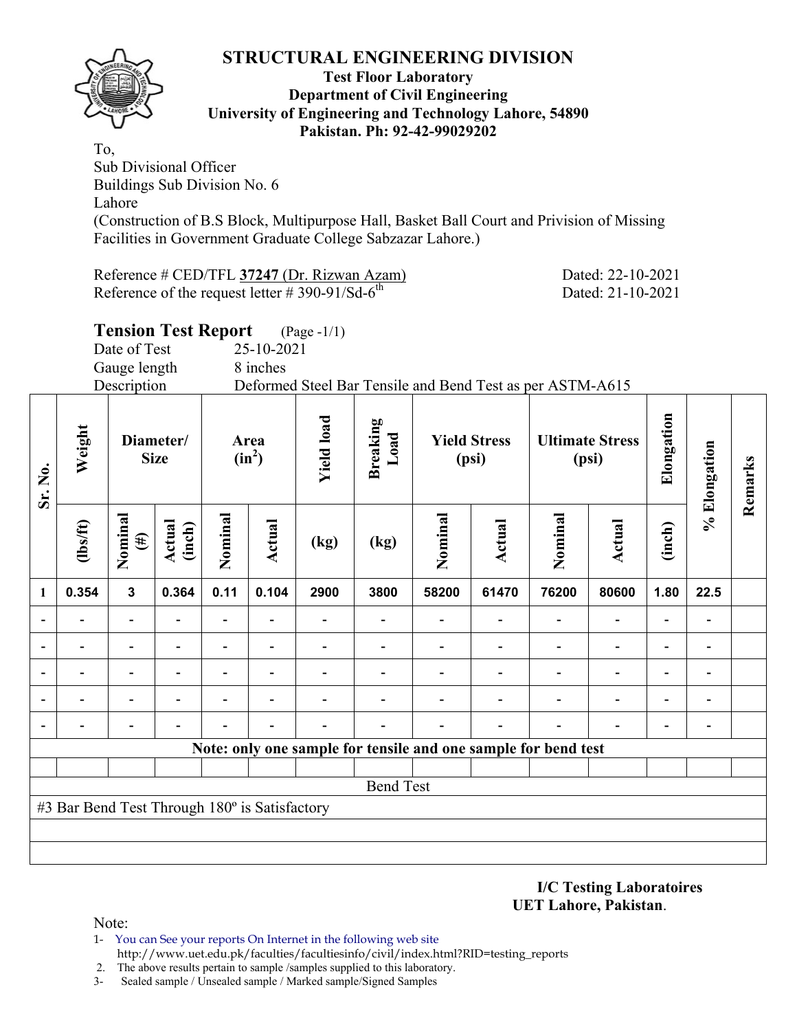# STRUCTURAL ENGINEERING DIVISION

**Test Floor Laboratory**
**Department of Civil Engineering**
**University of Engineering and Technology Lahore, 54890**
**Pakistan. Ph: 92-42-99029202**

To,
Sub Divisional Officer
Buildings Sub Division No. 6
Lahore
(Construction of B.S Block, Multipurpose Hall, Basket Ball Court and Privision of Missing Facilities in Government Graduate College Sabzazar Lahore.)

Reference # CED/TFL **37247** (Dr. Rizwan Azam) Dated: 22-10-2021
Reference of the request letter # 390-91/Sd-6th Dated: 21-10-2021

## Tension Test Report (Page -1/1)

Date of Test 25-10-2021
Gauge length 8 inches
Description Deformed Steel Bar Tensile and Bend Test as per ASTM-A615

| Sr. No. | Weight | Diameter/ Size | | Area ($in^2$) | | Yield load | Breaking Load | Yield Stress (psi) | | Ultimate Stress (psi) | | Elongation | % Elongation | Remarks |
|---|---|---|---|---|---|---|---|---|---|---|---|---|---|---|
| | (lbs/ft) | Nominal (#) | Actual (inch) | Nominal | Actual | (kg) | (kg) | Nominal | Actual | Nominal | Actual | (inch) | | |
| 1 | 0.354 | 3 | 0.364 | 0.11 | 0.104 | 2900 | 3800 | 58200 | 61470 | 76200 | 80600 | 1.80 | 22.5 | |
| - | - | - | - | - | - | - | - | - | - | - | - | - | - | |
| - | - | - | - | - | - | - | - | - | - | - | - | - | - | |
| - | - | - | - | - | - | - | - | - | - | - | - | - | - | |
| - | - | - | - | - | - | - | - | - | - | - | - | - | - | |
| - | - | - | - | - | - | - | - | - | - | - | - | - | - | |

**Note: only one sample for tensile and one sample for bend test**

Bend Test

#3 Bar Bend Test Through 180º is Satisfactory

**I/C Testing Laboratoires**
**UET Lahore, Pakistan**.

Note:
1- You can See your reports On Internet in the following web site
http://www.uet.edu.pk/faculties/facultiesinfo/civil/index.html?RID=testing_reports
2. The above results pertain to sample /samples supplied to this laboratory.
3- Sealed sample / Unsealed sample / Marked sample/Signed Samples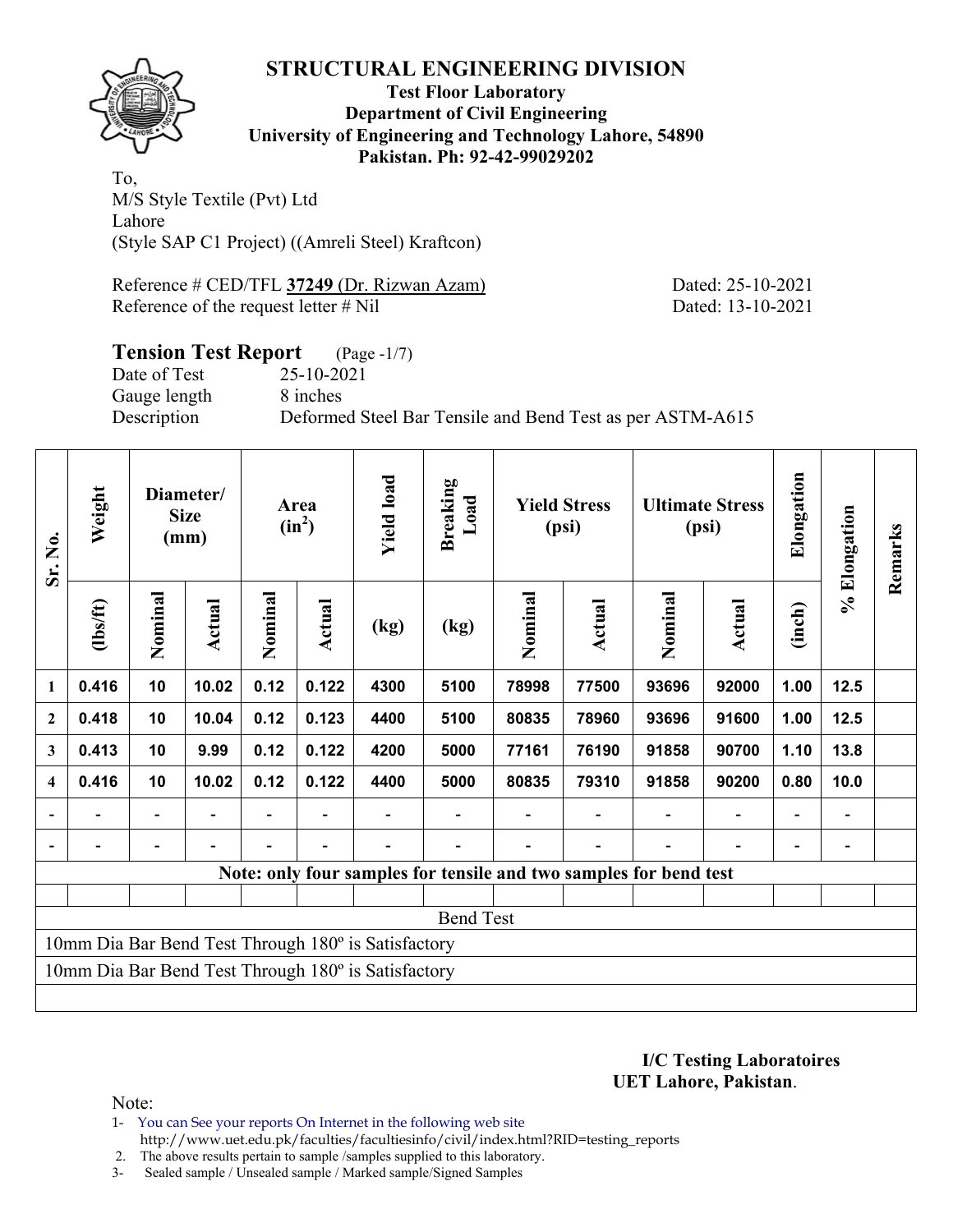# STRUCTURAL ENGINEERING DIVISION

**Test Floor Laboratory**
**Department of Civil Engineering**
**University of Engineering and Technology Lahore, 54890**
**Pakistan. Ph: 92-42-99029202**

To,
M/S Style Textile (Pvt) Ltd
Lahore
(Style SAP C1 Project) ((Amreli Steel) Kraftcon)

Reference # CED/TFL **37249** (Dr. Rizwan Azam) Dated: 25-10-2021
Reference of the request letter # Nil Dated: 13-10-2021

## Tension Test Report (Page -1/7)

Date of Test 25-10-2021
Gauge length 8 inches
Description Deformed Steel Bar Tensile and Bend Test as per ASTM-A615

| Sr. No. | Weight | Diameter/ Size (mm) | | Area ($in^2$) | | Yield load | Breaking Load | Yield Stress (psi) | | Ultimate Stress (psi) | | Elongation | % Elongation | Remarks |
|---|---|---|---|---|---|---|---|---|---|---|---|---|---|---|
| | (lbs/ft) | Nominal | Actual | Nominal | Actual | (kg) | (kg) | Nominal | Actual | Nominal | Actual | (inch) | | |
| 1 | 0.416 | 10 | 10.02 | 0.12 | 0.122 | 4300 | 5100 | 78998 | 77500 | 93696 | 92000 | 1.00 | 12.5 | |
| 2 | 0.418 | 10 | 10.04 | 0.12 | 0.123 | 4400 | 5100 | 80835 | 78960 | 93696 | 91600 | 1.00 | 12.5 | |
| 3 | 0.413 | 10 | 9.99 | 0.12 | 0.122 | 4200 | 5000 | 77161 | 76190 | 91858 | 90700 | 1.10 | 13.8 | |
| 4 | 0.416 | 10 | 10.02 | 0.12 | 0.122 | 4400 | 5000 | 80835 | 79310 | 91858 | 90200 | 0.80 | 10.0 | |
| - | - | - | - | - | - | - | - | - | - | - | - | - | - | |
| - | - | - | - | - | - | - | - | - | - | - | - | - | - | |
| Note: only four samples for tensile and two samples for bend test | | | | | | | | | | | | | | |
| Bend Test | | | | | | | | | | | | | | |
| 10mm Dia Bar Bend Test Through 180º is Satisfactory | | | | | | | | | | | | | | |
| 10mm Dia Bar Bend Test Through 180º is Satisfactory | | | | | | | | | | | | | | |

**I/C Testing Laboratoires**
**UET Lahore, Pakistan**.

Note:
1- You can See your reports On Internet in the following web site
http://www.uet.edu.pk/faculties/facultiesinfo/civil/index.html?RID=testing_reports
2. The above results pertain to sample /samples supplied to this laboratory.
3- Sealed sample / Unsealed sample / Marked sample/Signed Samples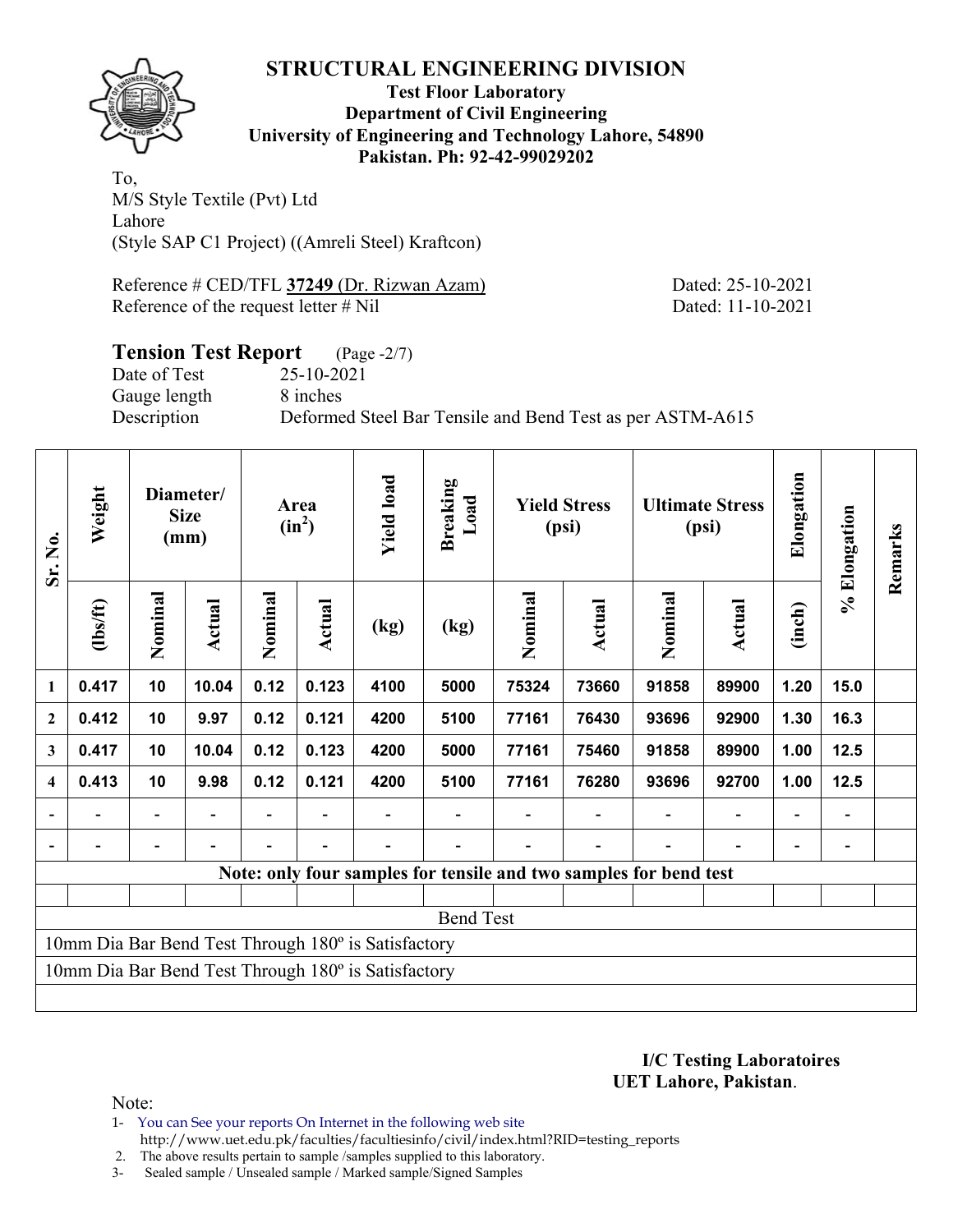# STRUCTURAL ENGINEERING DIVISION

**Test Floor Laboratory**
**Department of Civil Engineering**
**University of Engineering and Technology Lahore, 54890**
**Pakistan. Ph: 92-42-99029202**

To,
M/S Style Textile (Pvt) Ltd
Lahore
(Style SAP C1 Project) ((Amreli Steel) Kraftcon)

Reference # CED/TFL **37249** (Dr. Rizwan Azam) Dated: 25-10-2021
Reference of the request letter # Nil Dated: 11-10-2021

## Tension Test Report (Page -2/7)

Date of Test 25-10-2021
Gauge length 8 inches
Description Deformed Steel Bar Tensile and Bend Test as per ASTM-A615

| Sr. No. | Weight | Diameter/ Size (mm) | | Area ($in^2$) | | Yield load | Breaking Load | Yield Stress (psi) | | Ultimate Stress (psi) | | Elongation | % Elongation | Remarks |
|---|---|---|---|---|---|---|---|---|---|---|---|---|---|---|
| | (lbs/ft) | Nominal | Actual | Nominal | Actual | (kg) | (kg) | Nominal | Actual | Nominal | Actual | (inch) | | |
| 1 | 0.417 | 10 | 10.04 | 0.12 | 0.123 | 4100 | 5000 | 75324 | 73660 | 91858 | 89900 | 1.20 | 15.0 | |
| 2 | 0.412 | 10 | 9.97 | 0.12 | 0.121 | 4200 | 5100 | 77161 | 76430 | 93696 | 92900 | 1.30 | 16.3 | |
| 3 | 0.417 | 10 | 10.04 | 0.12 | 0.123 | 4200 | 5000 | 77161 | 75460 | 91858 | 89900 | 1.00 | 12.5 | |
| 4 | 0.413 | 10 | 9.98 | 0.12 | 0.121 | 4200 | 5100 | 77161 | 76280 | 93696 | 92700 | 1.00 | 12.5 | |
| - | - | - | - | - | - | - | - | - | - | - | - | - | - | |
| - | - | - | - | - | - | - | - | - | - | - | - | - | - | |
| Note: only four samples for tensile and two samples for bend test | | | | | | | | | | | | | | |
| Bend Test | | | | | | | | | | | | | | |
| 10mm Dia Bar Bend Test Through 180º is Satisfactory | | | | | | | | | | | | | | |
| 10mm Dia Bar Bend Test Through 180º is Satisfactory | | | | | | | | | | | | | | |

**I/C Testing Laboratoires**
**UET Lahore, Pakistan**.

Note:
1- You can See your reports On Internet in the following web site
http://www.uet.edu.pk/faculties/facultiesinfo/civil/index.html?RID=testing_reports
2. The above results pertain to sample /samples supplied to this laboratory.
3- Sealed sample / Unsealed sample / Marked sample/Signed Samples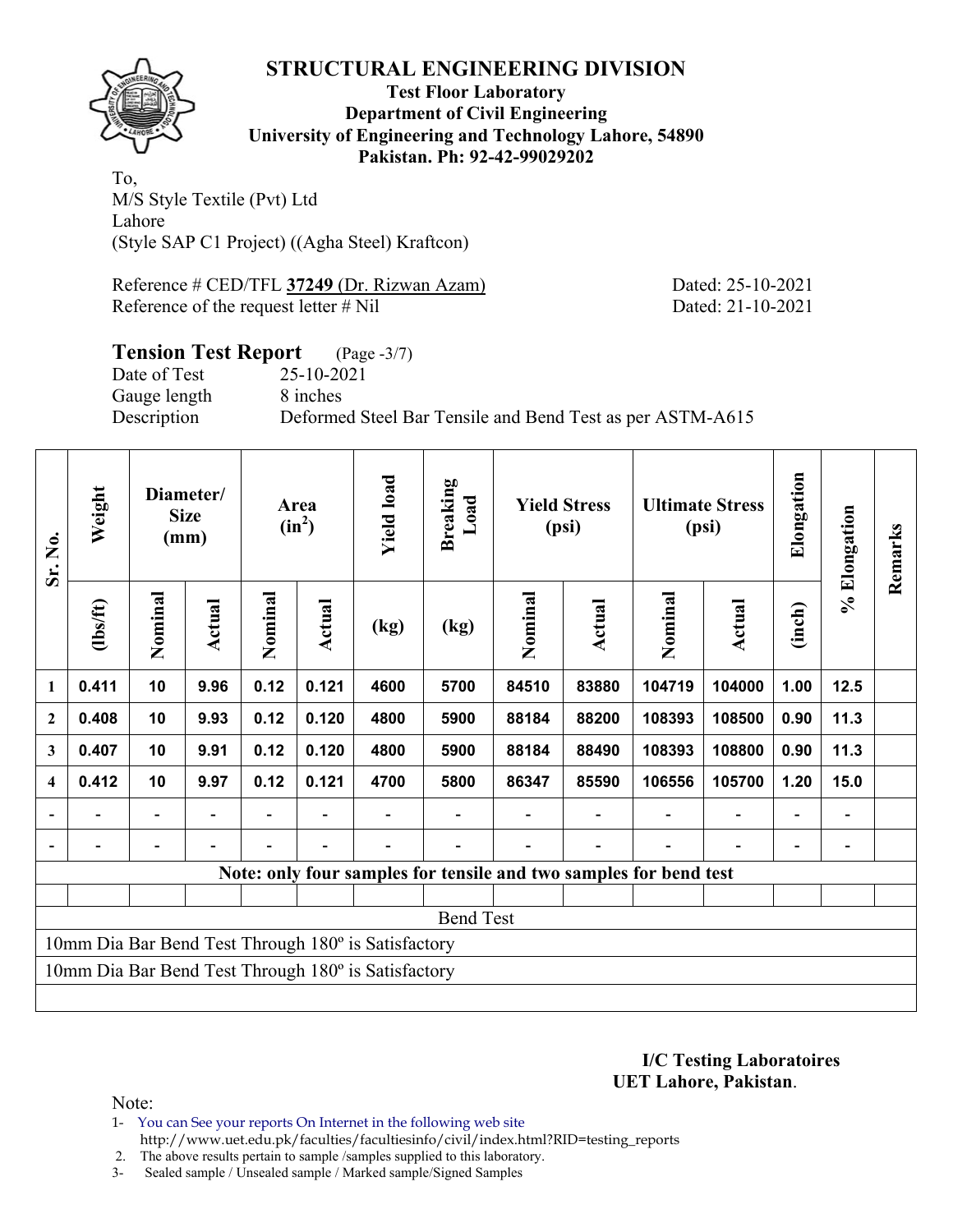# STRUCTURAL ENGINEERING DIVISION

**Test Floor Laboratory**
**Department of Civil Engineering**
**University of Engineering and Technology Lahore, 54890**
**Pakistan. Ph: 92-42-99029202**

To,
M/S Style Textile (Pvt) Ltd
Lahore
(Style SAP C1 Project) ((Agha Steel) Kraftcon)

Reference # CED/TFL **37249** (Dr. Rizwan Azam) Dated: 25-10-2021
Reference of the request letter # Nil Dated: 21-10-2021

## Tension Test Report (Page -3/7)

Date of Test 25-10-2021
Gauge length 8 inches
Description Deformed Steel Bar Tensile and Bend Test as per ASTM-A615

| Sr. No. | Weight | Diameter/ Size (mm) | | Area ($in^2$) | | Yield load | Breaking Load | Yield Stress (psi) | | Ultimate Stress (psi) | | Elongation | % Elongation | Remarks |
|---|---|---|---|---|---|---|---|---|---|---|---|---|---|---|
| | (lbs/ft) | Nominal | Actual | Nominal | Actual | (kg) | (kg) | Nominal | Actual | Nominal | Actual | (inch) | | |
| 1 | 0.411 | 10 | 9.96 | 0.12 | 0.121 | 4600 | 5700 | 84510 | 83880 | 104719 | 104000 | 1.00 | 12.5 | |
| 2 | 0.408 | 10 | 9.93 | 0.12 | 0.120 | 4800 | 5900 | 88184 | 88200 | 108393 | 108500 | 0.90 | 11.3 | |
| 3 | 0.407 | 10 | 9.91 | 0.12 | 0.120 | 4800 | 5900 | 88184 | 88490 | 108393 | 108800 | 0.90 | 11.3 | |
| 4 | 0.412 | 10 | 9.97 | 0.12 | 0.121 | 4700 | 5800 | 86347 | 85590 | 106556 | 105700 | 1.20 | 15.0 | |
| - | - | - | - | - | - | - | - | - | - | - | - | - | - | |
| - | - | - | - | - | - | - | - | - | - | - | - | - | - | |

**Note: only four samples for tensile and two samples for bend test**

Bend Test

10mm Dia Bar Bend Test Through 180º is Satisfactory

10mm Dia Bar Bend Test Through 180º is Satisfactory

**I/C Testing Laboratoires**
**UET Lahore, Pakistan**.

Note:

1- You can See your reports On Internet in the following web site
http://www.uet.edu.pk/faculties/facultiesinfo/civil/index.html?RID=testing_reports
2. The above results pertain to sample /samples supplied to this laboratory.
3- Sealed sample / Unsealed sample / Marked sample/Signed Samples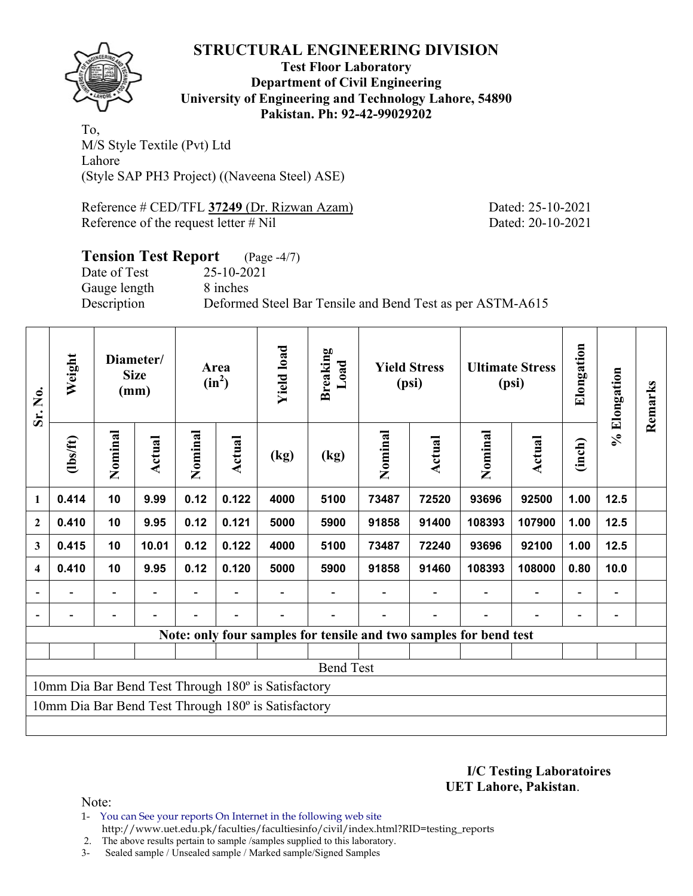# STRUCTURAL ENGINEERING DIVISION

**Test Floor Laboratory**
**Department of Civil Engineering**
**University of Engineering and Technology Lahore, 54890**
**Pakistan. Ph: 92-42-99029202**

To,
M/S Style Textile (Pvt) Ltd
Lahore
(Style SAP PH3 Project) ((Naveena Steel) ASE)

Reference # CED/TFL **37249** (Dr. Rizwan Azam) Dated: 25-10-2021
Reference of the request letter # Nil Dated: 20-10-2021

## Tension Test Report (Page -4/7)

Date of Test 25-10-2021
Gauge length 8 inches
Description Deformed Steel Bar Tensile and Bend Test as per ASTM-A615

| Sr. No. | Weight | Diameter/ Size (mm) | | Area ($in^2$) | | Yield load | Breaking Load | Yield Stress (psi) | | Ultimate Stress (psi) | | Elongation | % Elongation | Remarks |
|---|---|---|---|---|---|---|---|---|---|---|---|---|---|---|
| | (lbs/ft) | Nominal | Actual | Nominal | Actual | (kg) | (kg) | Nominal | Actual | Nominal | Actual | (inch) | | |
| 1 | 0.414 | 10 | 9.99 | 0.12 | 0.122 | 4000 | 5100 | 73487 | 72520 | 93696 | 92500 | 1.00 | 12.5 | |
| 2 | 0.410 | 10 | 9.95 | 0.12 | 0.121 | 5000 | 5900 | 91858 | 91400 | 108393 | 107900 | 1.00 | 12.5 | |
| 3 | 0.415 | 10 | 10.01 | 0.12 | 0.122 | 4000 | 5100 | 73487 | 72240 | 93696 | 92100 | 1.00 | 12.5 | |
| 4 | 0.410 | 10 | 9.95 | 0.12 | 0.120 | 5000 | 5900 | 91858 | 91460 | 108393 | 108000 | 0.80 | 10.0 | |
| - | - | - | - | - | - | - | - | - | - | - | - | - | - | |
| - | - | - | - | - | - | - | - | - | - | - | - | - | - | |
| Note: only four samples for tensile and two samples for bend test | | | | | | | | | | | | | | |
| | | | | | | | | | | | | | | |
| Bend Test | | | | | | | | | | | | | | |
| 10mm Dia Bar Bend Test Through 180º is Satisfactory | | | | | | | | | | | | | | |
| 10mm Dia Bar Bend Test Through 180º is Satisfactory | | | | | | | | | | | | | | |

**I/C Testing Laboratoires**
**UET Lahore, Pakistan**.

Note:
1- You can See your reports On Internet in the following web site
http://www.uet.edu.pk/faculties/facultiesinfo/civil/index.html?RID=testing_reports
2. The above results pertain to sample /samples supplied to this laboratory.
3- Sealed sample / Unsealed sample / Marked sample/Signed Samples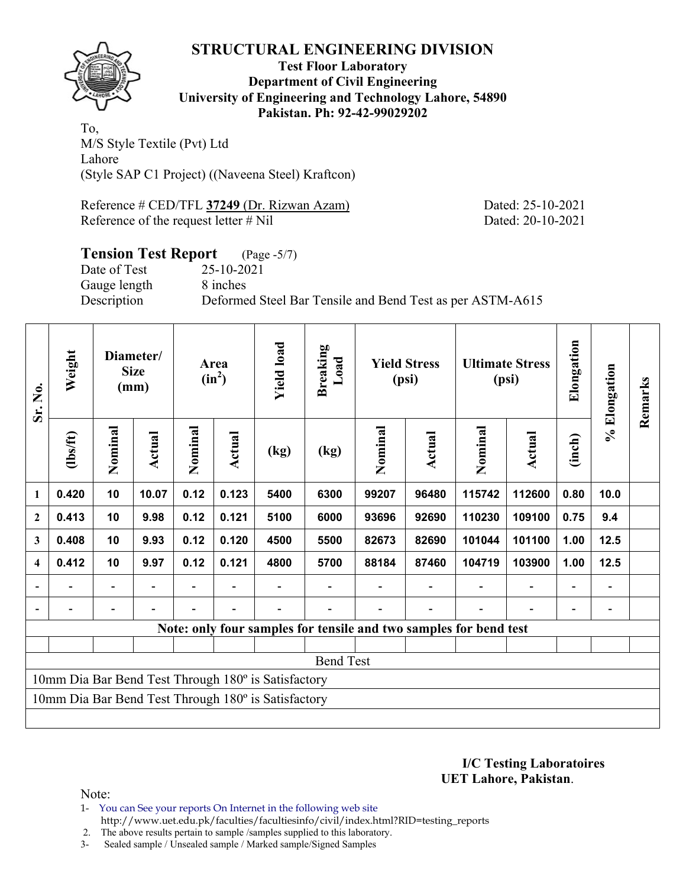# STRUCTURAL ENGINEERING DIVISION

**Test Floor Laboratory**
**Department of Civil Engineering**
**University of Engineering and Technology Lahore, 54890**
**Pakistan. Ph: 92-42-99029202**

To,
M/S Style Textile (Pvt) Ltd
Lahore
(Style SAP C1 Project) ((Naveena Steel) Kraftcon)

Reference # CED/TFL **37249** (Dr. Rizwan Azam) Dated: 25-10-2021
Reference of the request letter # Nil Dated: 20-10-2021

## Tension Test Report (Page -5/7)

Date of Test 25-10-2021
Gauge length 8 inches
Description Deformed Steel Bar Tensile and Bend Test as per ASTM-A615

| Sr. No. | Weight | Diameter/ Size (mm) | | Area ($in^2$) | | Yield load | Breaking Load | Yield Stress (psi) | | Ultimate Stress (psi) | | Elongation | % Elongation | Remarks |
|---|---|---|---|---|---|---|---|---|---|---|---|---|---|---|
| | (lbs/ft) | Nominal | Actual | Nominal | Actual | (kg) | (kg) | Nominal | Actual | Nominal | Actual | (inch) | | |
| 1 | 0.420 | 10 | 10.07 | 0.12 | 0.123 | 5400 | 6300 | 99207 | 96480 | 115742 | 112600 | 0.80 | 10.0 | |
| 2 | 0.413 | 10 | 9.98 | 0.12 | 0.121 | 5100 | 6000 | 93696 | 92690 | 110230 | 109100 | 0.75 | 9.4 | |
| 3 | 0.408 | 10 | 9.93 | 0.12 | 0.120 | 4500 | 5500 | 82673 | 82690 | 101044 | 101100 | 1.00 | 12.5 | |
| 4 | 0.412 | 10 | 9.97 | 0.12 | 0.121 | 4800 | 5700 | 88184 | 87460 | 104719 | 103900 | 1.00 | 12.5 | |
| - | - | - | - | - | - | - | - | - | - | - | - | - | - | |
| - | - | - | - | - | - | - | - | - | - | - | - | - | - | |

**Note: only four samples for tensile and two samples for bend test**

**Bend Test**

10mm Dia Bar Bend Test Through 180º is Satisfactory

10mm Dia Bar Bend Test Through 180º is Satisfactory

**I/C Testing Laboratoires**
**UET Lahore, Pakistan**.

Note:

1- You can See your reports On Internet in the following web site
http://www.uet.edu.pk/faculties/facultiesinfo/civil/index.html?RID=testing_reports
2. The above results pertain to sample /samples supplied to this laboratory.
3- Sealed sample / Unsealed sample / Marked sample/Signed Samples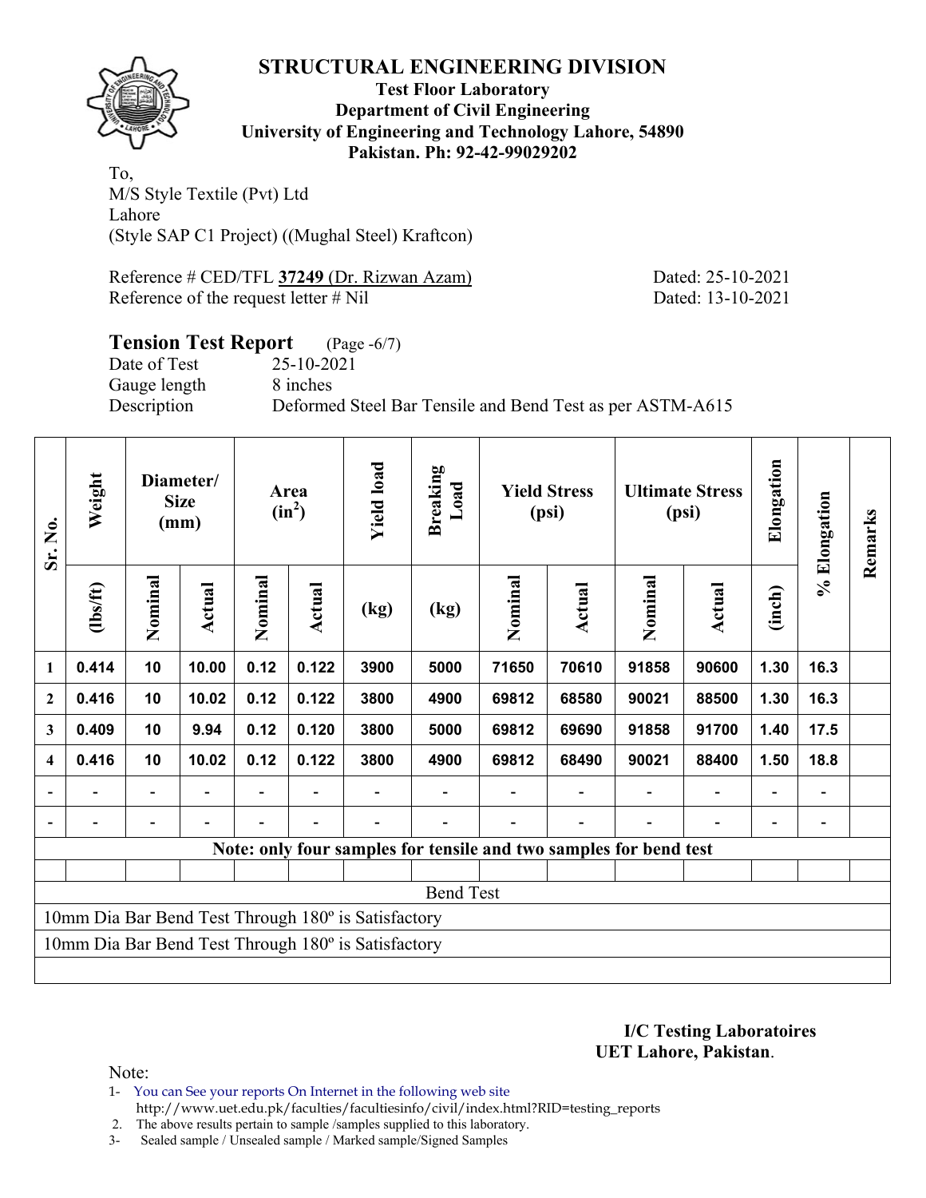# STRUCTURAL ENGINEERING DIVISION

**Test Floor Laboratory**
**Department of Civil Engineering**
**University of Engineering and Technology Lahore, 54890**
**Pakistan. Ph: 92-42-99029202**

To,
M/S Style Textile (Pvt) Ltd
Lahore
(Style SAP C1 Project) ((Mughal Steel) Kraftcon)

Reference # CED/TFL **37249** (Dr. Rizwan Azam) Dated: 25-10-2021
Reference of the request letter # Nil Dated: 13-10-2021

## Tension Test Report (Page -6/7)

Date of Test 25-10-2021
Gauge length 8 inches
Description Deformed Steel Bar Tensile and Bend Test as per ASTM-A615

| Sr. No. | Weight | Diameter/ Size (mm) | | Area ($in^2$) | | Yield load | Breaking Load | Yield Stress (psi) | | Ultimate Stress (psi) | | Elongation | % Elongation | Remarks |
|---|---|---|---|---|---|---|---|---|---|---|---|---|---|---|
| | (lbs/ft) | Nominal | Actual | Nominal | Actual | (kg) | (kg) | Nominal | Actual | Nominal | Actual | (inch) | | |
| 1 | 0.414 | 10 | 10.00 | 0.12 | 0.122 | 3900 | 5000 | 71650 | 70610 | 91858 | 90600 | 1.30 | 16.3 | |
| 2 | 0.416 | 10 | 10.02 | 0.12 | 0.122 | 3800 | 4900 | 69812 | 68580 | 90021 | 88500 | 1.30 | 16.3 | |
| 3 | 0.409 | 10 | 9.94 | 0.12 | 0.120 | 3800 | 5000 | 69812 | 69690 | 91858 | 91700 | 1.40 | 17.5 | |
| 4 | 0.416 | 10 | 10.02 | 0.12 | 0.122 | 3800 | 4900 | 69812 | 68490 | 90021 | 88400 | 1.50 | 18.8 | |
| - | - | - | - | - | - | - | - | - | - | - | - | - | - | |
| - | - | - | - | - | - | - | - | - | - | - | - | - | - | |
| Note: only four samples for tensile and two samples for bend test | | | | | | | | | | | | | | |
| Bend Test | | | | | | | | | | | | | | |
| 10mm Dia Bar Bend Test Through 180º is Satisfactory | | | | | | | | | | | | | | |
| 10mm Dia Bar Bend Test Through 180º is Satisfactory | | | | | | | | | | | | | | |

**I/C Testing Laboratoires**
**UET Lahore, Pakistan**.

Note:
1- You can See your reports On Internet in the following web site
http://www.uet.edu.pk/faculties/facultiesinfo/civil/index.html?RID=testing_reports
2. The above results pertain to sample /samples supplied to this laboratory.
3- Sealed sample / Unsealed sample / Marked sample/Signed Samples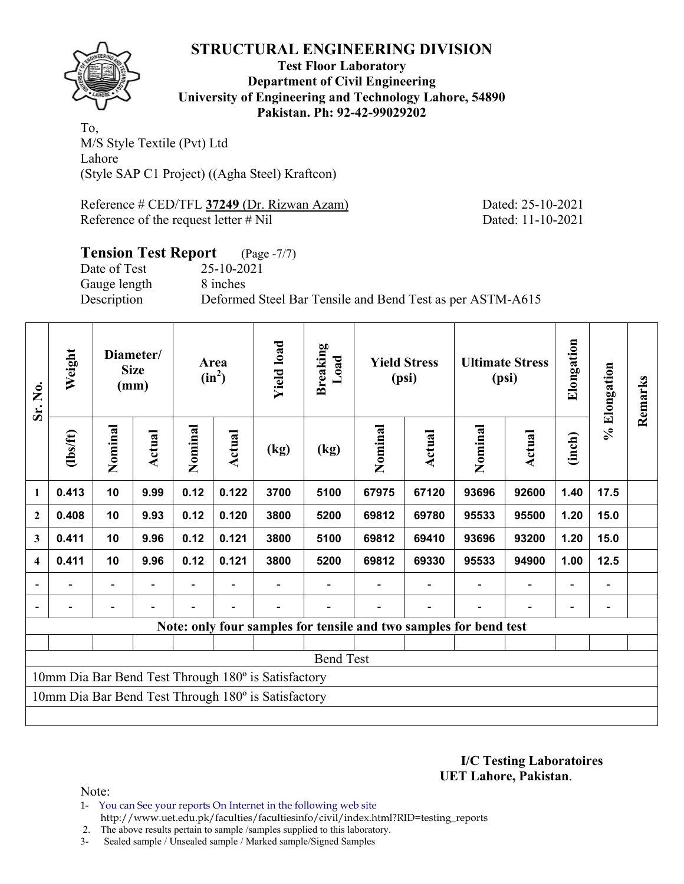# STRUCTURAL ENGINEERING DIVISION

**Test Floor Laboratory**
**Department of Civil Engineering**
**University of Engineering and Technology Lahore, 54890**
**Pakistan. Ph: 92-42-99029202**

To,
M/S Style Textile (Pvt) Ltd
Lahore
(Style SAP C1 Project) ((Agha Steel) Kraftcon)

Reference # CED/TFL **37249** (Dr. Rizwan Azam) Dated: 25-10-2021
Reference of the request letter # Nil Dated: 11-10-2021

## Tension Test Report (Page -7/7)

Date of Test 25-10-2021
Gauge length 8 inches
Description Deformed Steel Bar Tensile and Bend Test as per ASTM-A615

| Sr. No. | Weight | Diameter/ Size (mm) | | Area ($in^2$) | | Yield load | Breaking Load | Yield Stress (psi) | | Ultimate Stress (psi) | | Elongation | % Elongation | Remarks |
|---|---|---|---|---|---|---|---|---|---|---|---|---|---|---|
| | (lbs/ft) | Nominal | Actual | Nominal | Actual | (kg) | (kg) | Nominal | Actual | Nominal | Actual | (inch) | | |
| 1 | 0.413 | 10 | 9.99 | 0.12 | 0.122 | 3700 | 5100 | 67975 | 67120 | 93696 | 92600 | 1.40 | 17.5 | |
| 2 | 0.408 | 10 | 9.93 | 0.12 | 0.120 | 3800 | 5200 | 69812 | 69780 | 95533 | 95500 | 1.20 | 15.0 | |
| 3 | 0.411 | 10 | 9.96 | 0.12 | 0.121 | 3800 | 5100 | 69812 | 69410 | 93696 | 93200 | 1.20 | 15.0 | |
| 4 | 0.411 | 10 | 9.96 | 0.12 | 0.121 | 3800 | 5200 | 69812 | 69330 | 95533 | 94900 | 1.00 | 12.5 | |
| - | - | - | - | - | - | - | - | - | - | - | - | - | - | |
| - | - | - | - | - | - | - | - | - | - | - | - | - | - | |
| Note: only four samples for tensile and two samples for bend test | | | | | | | | | | | | | | |
| | | | | | | | | | | | | | | |
| Bend Test | | | | | | | | | | | | | | |
| 10mm Dia Bar Bend Test Through 180º is Satisfactory | | | | | | | | | | | | | | |
| 10mm Dia Bar Bend Test Through 180º is Satisfactory | | | | | | | | | | | | | | |

**I/C Testing Laboratoires**
**UET Lahore, Pakistan**.

Note:
1- You can See your reports On Internet in the following web site
http://www.uet.edu.pk/faculties/facultiesinfo/civil/index.html?RID=testing_reports
2. The above results pertain to sample /samples supplied to this laboratory.
3- Sealed sample / Unsealed sample / Marked sample/Signed Samples